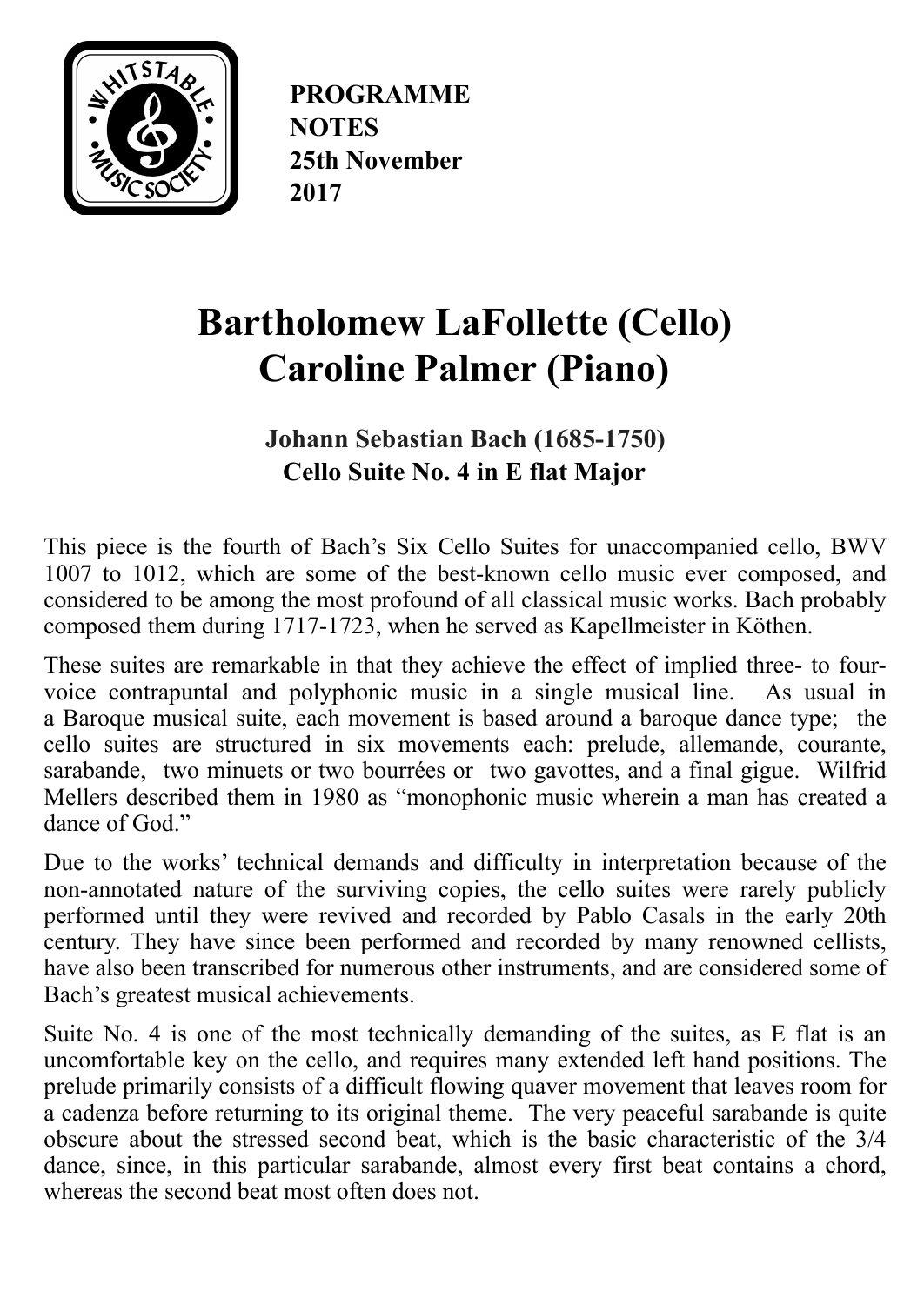**PROGRAMME NOTES 25th November 2017**

# Bartholomew LaFollette (Cello)
# Caroline Palmer (Piano)

### Johann Sebastian Bach (1685-1750)
### Cello Suite No. 4 in E flat Major

This piece is the fourth of Bach's Six Cello Suites for unaccompanied cello, BWV 1007 to 1012, which are some of the best-known cello music ever composed, and considered to be among the most profound of all classical music works. Bach probably composed them during 1717-1723, when he served as Kapellmeister in Köthen.

These suites are remarkable in that they achieve the effect of implied three- to four-voice contrapuntal and polyphonic music in a single musical line. As usual in a Baroque musical suite, each movement is based around a baroque dance type; the cello suites are structured in six movements each: prelude, allemande, courante, sarabande, two minuets or two bourrées or two gavottes, and a final gigue. Wilfrid Mellers described them in 1980 as "monophonic music wherein a man has created a dance of God."

Due to the works' technical demands and difficulty in interpretation because of the non-annotated nature of the surviving copies, the cello suites were rarely publicly performed until they were revived and recorded by Pablo Casals in the early 20th century. They have since been performed and recorded by many renowned cellists, have also been transcribed for numerous other instruments, and are considered some of Bach's greatest musical achievements.

Suite No. 4 is one of the most technically demanding of the suites, as E flat is an uncomfortable key on the cello, and requires many extended left hand positions. The prelude primarily consists of a difficult flowing quaver movement that leaves room for a cadenza before returning to its original theme. The very peaceful sarabande is quite obscure about the stressed second beat, which is the basic characteristic of the 3/4 dance, since, in this particular sarabande, almost every first beat contains a chord, whereas the second beat most often does not.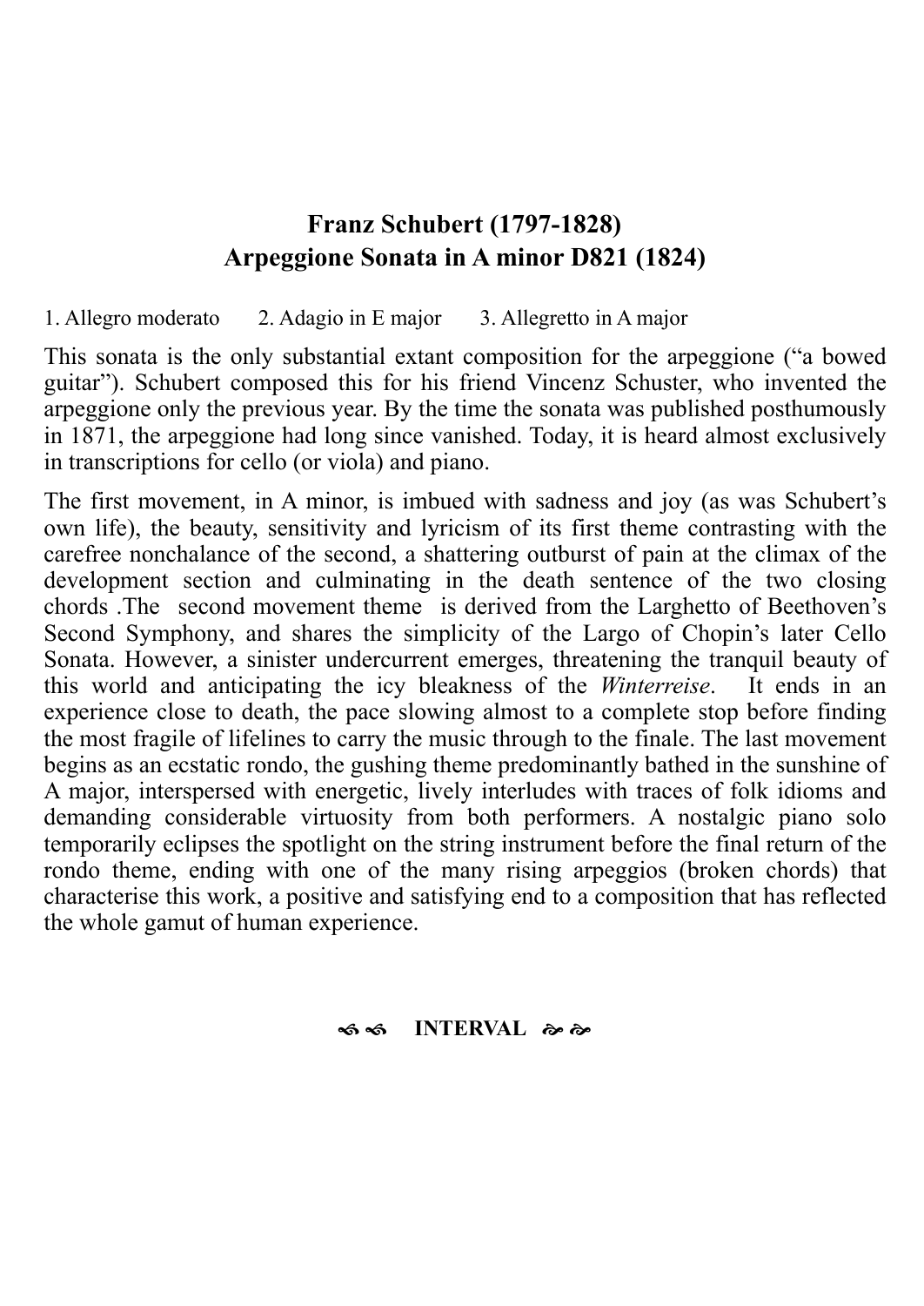## Franz Schubert (1797-1828)
## Arpeggione Sonata in A minor D821 (1824)

1. Allegro moderato    2. Adagio in E major    3. Allegretto in A major

This sonata is the only substantial extant composition for the arpeggione ("a bowed guitar"). Schubert composed this for his friend Vincenz Schuster, who invented the arpeggione only the previous year. By the time the sonata was published posthumously in 1871, the arpeggione had long since vanished. Today, it is heard almost exclusively in transcriptions for cello (or viola) and piano.

The first movement, in A minor, is imbued with sadness and joy (as was Schubert's own life), the beauty, sensitivity and lyricism of its first theme contrasting with the carefree nonchalance of the second, a shattering outburst of pain at the climax of the development section and culminating in the death sentence of the two closing chords .The second movement theme is derived from the Larghetto of Beethoven's Second Symphony, and shares the simplicity of the Largo of Chopin's later Cello Sonata. However, a sinister undercurrent emerges, threatening the tranquil beauty of this world and anticipating the icy bleakness of the *Winterreise*. It ends in an experience close to death, the pace slowing almost to a complete stop before finding the most fragile of lifelines to carry the music through to the finale. The last movement begins as an ecstatic rondo, the gushing theme predominantly bathed in the sunshine of A major, interspersed with energetic, lively interludes with traces of folk idioms and demanding considerable virtuosity from both performers. A nostalgic piano solo temporarily eclipses the spotlight on the string instrument before the final return of the rondo theme, ending with one of the many rising arpeggios (broken chords) that characterise this work, a positive and satisfying end to a composition that has reflected the whole gamut of human experience.

**INTERVAL**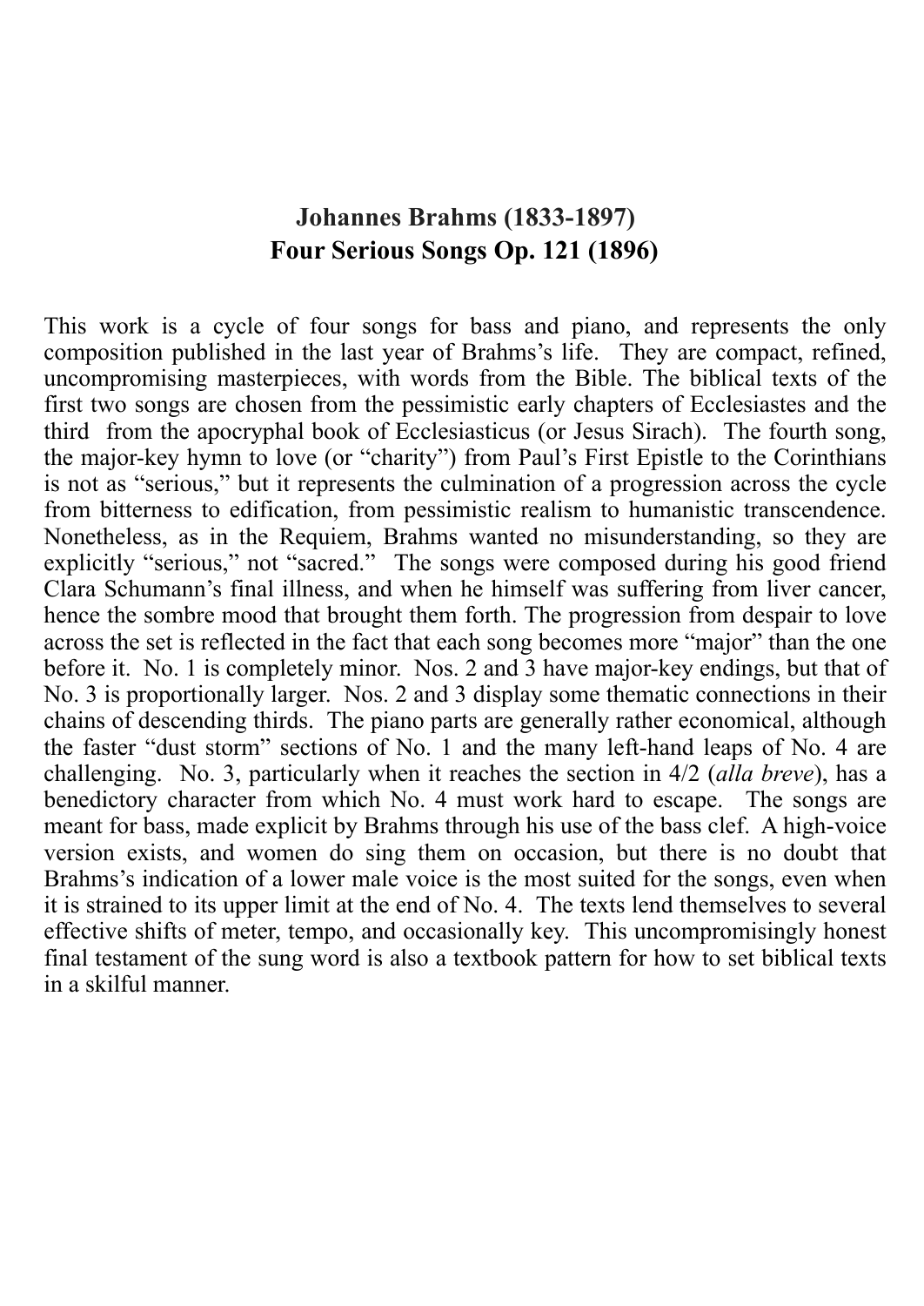## Johannes Brahms (1833-1897)
## Four Serious Songs Op. 121 (1896)

This work is a cycle of four songs for bass and piano, and represents the only composition published in the last year of Brahms's life. They are compact, refined, uncompromising masterpieces, with words from the Bible. The biblical texts of the first two songs are chosen from the pessimistic early chapters of Ecclesiastes and the third from the apocryphal book of Ecclesiasticus (or Jesus Sirach). The fourth song, the major-key hymn to love (or "charity") from Paul's First Epistle to the Corinthians is not as "serious," but it represents the culmination of a progression across the cycle from bitterness to edification, from pessimistic realism to humanistic transcendence. Nonetheless, as in the Requiem, Brahms wanted no misunderstanding, so they are explicitly "serious," not "sacred." The songs were composed during his good friend Clara Schumann's final illness, and when he himself was suffering from liver cancer, hence the sombre mood that brought them forth. The progression from despair to love across the set is reflected in the fact that each song becomes more "major" than the one before it. No. 1 is completely minor. Nos. 2 and 3 have major-key endings, but that of No. 3 is proportionally larger. Nos. 2 and 3 display some thematic connections in their chains of descending thirds. The piano parts are generally rather economical, although the faster "dust storm" sections of No. 1 and the many left-hand leaps of No. 4 are challenging. No. 3, particularly when it reaches the section in 4/2 (*alla breve*), has a benedictory character from which No. 4 must work hard to escape. The songs are meant for bass, made explicit by Brahms through his use of the bass clef. A high-voice version exists, and women do sing them on occasion, but there is no doubt that Brahms's indication of a lower male voice is the most suited for the songs, even when it is strained to its upper limit at the end of No. 4. The texts lend themselves to several effective shifts of meter, tempo, and occasionally key. This uncompromisingly honest final testament of the sung word is also a textbook pattern for how to set biblical texts in a skilful manner.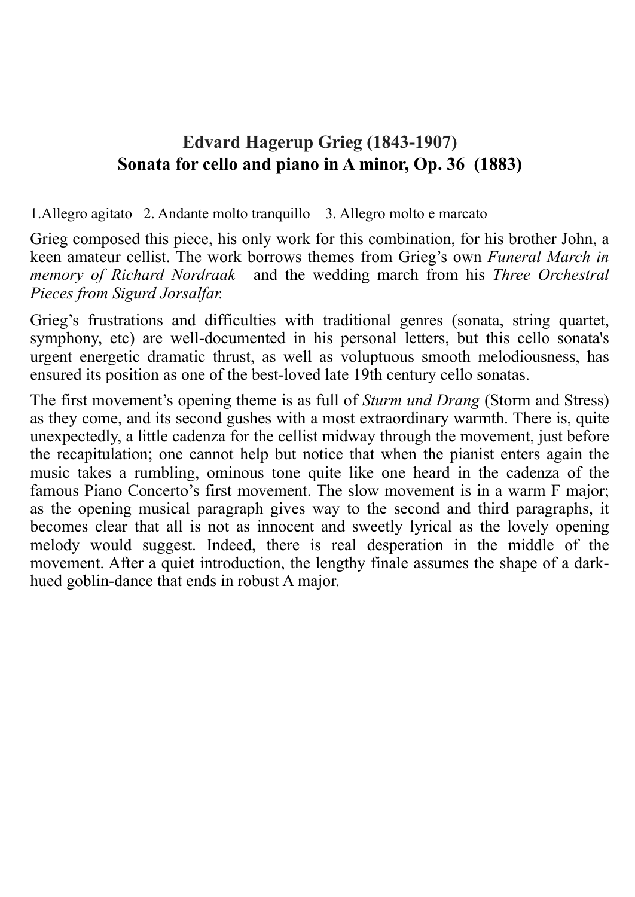# Edvard Hagerup Grieg (1843-1907)
# Sonata for cello and piano in A minor, Op. 36 (1883)

1.Allegro agitato 2. Andante molto tranquillo 3. Allegro molto e marcato

Grieg composed this piece, his only work for this combination, for his brother John, a keen amateur cellist. The work borrows themes from Grieg's own *Funeral March in memory of Richard Nordraak* and the wedding march from his *Three Orchestral Pieces from Sigurd Jorsalfar.*

Grieg's frustrations and difficulties with traditional genres (sonata, string quartet, symphony, etc) are well-documented in his personal letters, but this cello sonata's urgent energetic dramatic thrust, as well as voluptuous smooth melodiousness, has ensured its position as one of the best-loved late 19th century cello sonatas.

The first movement's opening theme is as full of *Sturm und Drang* (Storm and Stress) as they come, and its second gushes with a most extraordinary warmth. There is, quite unexpectedly, a little cadenza for the cellist midway through the movement, just before the recapitulation; one cannot help but notice that when the pianist enters again the music takes a rumbling, ominous tone quite like one heard in the cadenza of the famous Piano Concerto's first movement. The slow movement is in a warm F major; as the opening musical paragraph gives way to the second and third paragraphs, it becomes clear that all is not as innocent and sweetly lyrical as the lovely opening melody would suggest. Indeed, there is real desperation in the middle of the movement. After a quiet introduction, the lengthy finale assumes the shape of a dark-hued goblin-dance that ends in robust A major.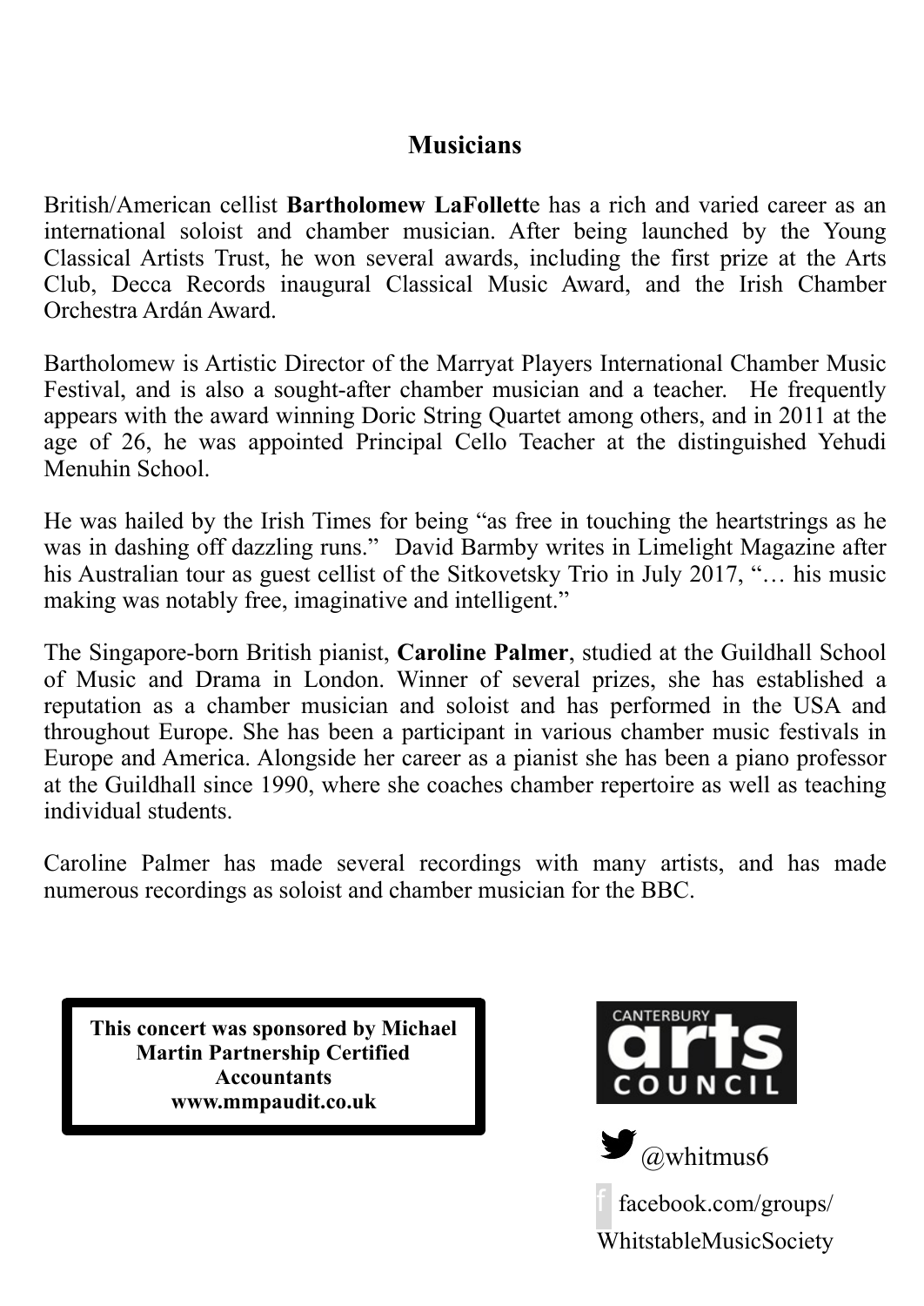## Musicians

British/American cellist **Bartholomew LaFollett**e has a rich and varied career as an international soloist and chamber musician. After being launched by the Young Classical Artists Trust, he won several awards, including the first prize at the Arts Club, Decca Records inaugural Classical Music Award, and the Irish Chamber Orchestra Ardán Award.

Bartholomew is Artistic Director of the Marryat Players International Chamber Music Festival, and is also a sought-after chamber musician and a teacher. He frequently appears with the award winning Doric String Quartet among others, and in 2011 at the age of 26, he was appointed Principal Cello Teacher at the distinguished Yehudi Menuhin School.

He was hailed by the Irish Times for being "as free in touching the heartstrings as he was in dashing off dazzling runs." David Barmby writes in Limelight Magazine after his Australian tour as guest cellist of the Sitkovetsky Trio in July 2017, "… his music making was notably free, imaginative and intelligent."

The Singapore-born British pianist, **Caroline Palmer**, studied at the Guildhall School of Music and Drama in London. Winner of several prizes, she has established a reputation as a chamber musician and soloist and has performed in the USA and throughout Europe. She has been a participant in various chamber music festivals in Europe and America. Alongside her career as a pianist she has been a piano professor at the Guildhall since 1990, where she coaches chamber repertoire as well as teaching individual students.

Caroline Palmer has made several recordings with many artists, and has made numerous recordings as soloist and chamber musician for the BBC.

**This concert was sponsored by Michael Martin Partnership Certified Accountants**
**www.mmpaudit.co.uk**

CANTERBURY arts COUNCIL

@whitmus6

facebook.com/groups/WhitstableMusicSociety